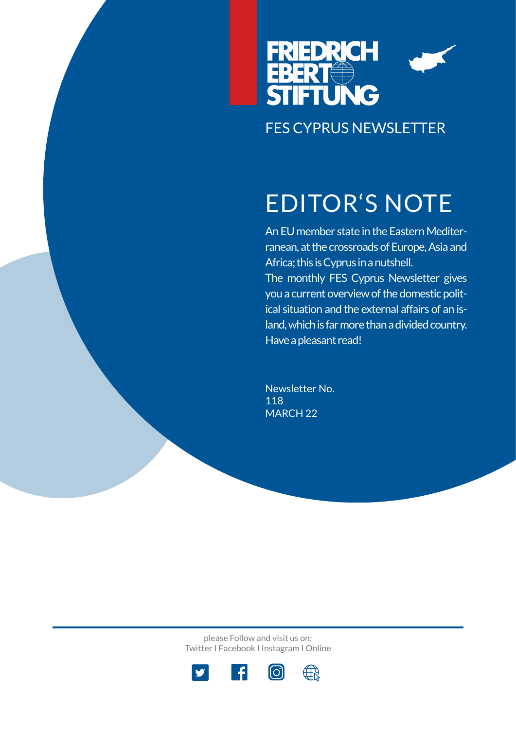FRIEDRICH EBERT STIFTUNG

FES CYPRUS NEWSLETTER

# EDITOR'S NOTE

An EU member state in the Eastern Mediterranean, at the crossroads of Europe, Asia and Africa; this is Cyprus in a nutshell.
The monthly FES Cyprus Newsletter gives you a current overview of the domestic political situation and the external affairs of an island, which is far more than a divided country. Have a pleasant read!

Newsletter No.
118
MARCH 22

please Follow and visit us on:
Twitter I Facebook I Instagram I Online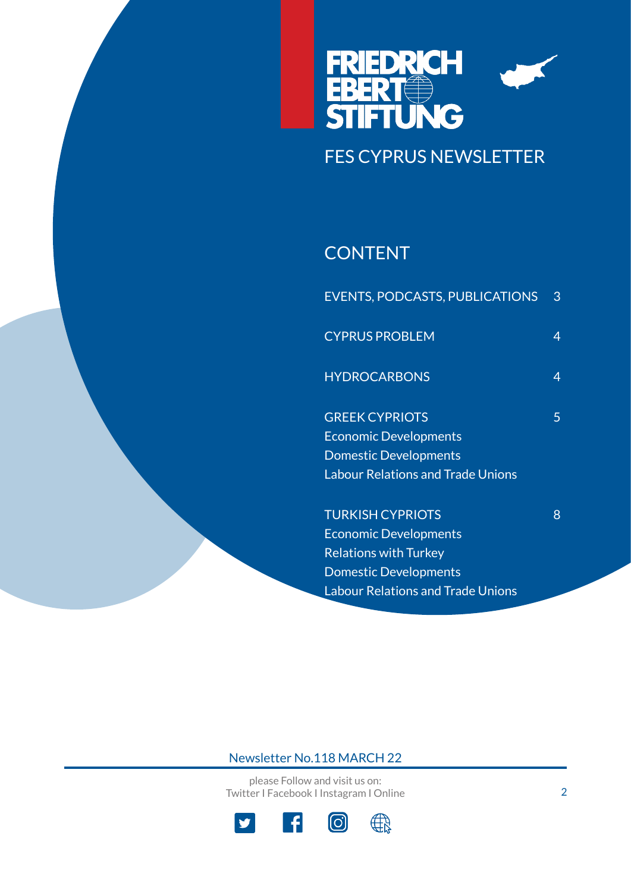FRIEDRICH EBERT STIFTUNG

# FES CYPRUS NEWSLETTER

## CONTENT

| | |
|---|---|
| EVENTS, PODCASTS, PUBLICATIONS | 3 |
| CYPRUS PROBLEM | 4 |
| HYDROCARBONS | 4 |
| GREEK CYPRIOTS<br>Economic Developments<br>Domestic Developments<br>Labour Relations and Trade Unions | 5 |
| TURKISH CYPRIOTS<br>Economic Developments<br>Relations with Turkey<br>Domestic Developments<br>Labour Relations and Trade Unions | 8 |

Newsletter No.118 MARCH 22

please Follow and visit us on:
Twitter I Facebook I Instagram I Online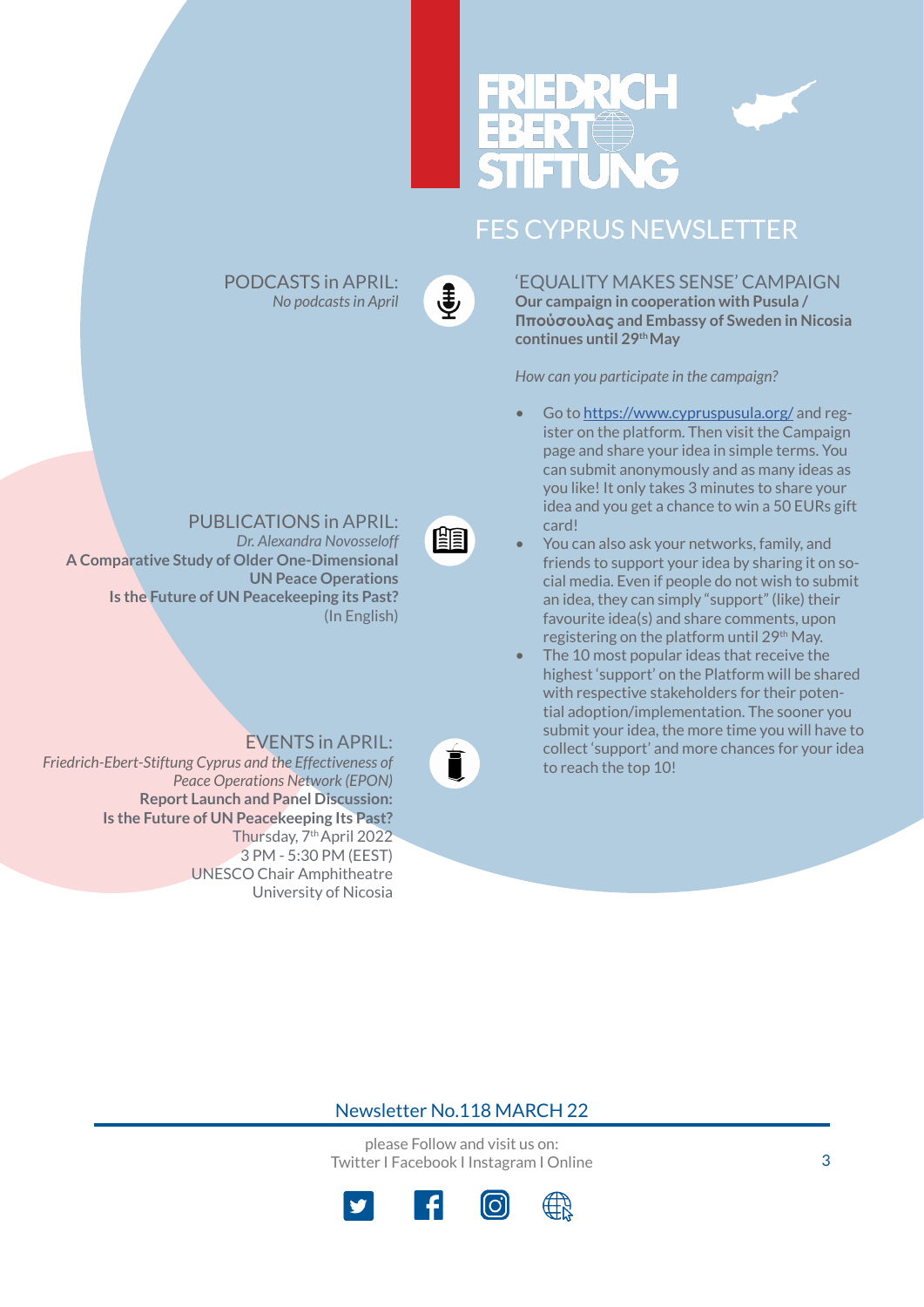# FES CYPRUS NEWSLETTER

## PODCASTS in APRIL:

*No podcasts in April*

## PUBLICATIONS in APRIL:

*Dr. Alexandra Novosseloff*

**A Comparative Study of Older One-Dimensional UN Peace Operations**

**Is the Future of UN Peacekeeping its Past?**

(In English)

## EVENTS in APRIL:

*Friedrich-Ebert-Stiftung Cyprus and the Effectiveness of Peace Operations Network (EPON)*

**Report Launch and Panel Discussion:**

**Is the Future of UN Peacekeeping Its Past?**

Thursday, 7th April 2022
3 PM - 5:30 PM (EEST)
UNESCO Chair Amphitheatre
University of Nicosia

## 'EQUALITY MAKES SENSE' CAMPAIGN

**Our campaign in cooperation with Pusula / Πρoύσουλας and Embassy of Sweden in Nicosia continues until 29th May**

*How can you participate in the campaign?*

- Go to https://www.cypruspusula.org/ and register on the platform. Then visit the Campaign page and share your idea in simple terms. You can submit anonymously and as many ideas as you like! It only takes 3 minutes to share your idea and you get a chance to win a 50 EURs gift card!
- You can also ask your networks, family, and friends to support your idea by sharing it on social media. Even if people do not wish to submit an idea, they can simply "support" (like) their favourite idea(s) and share comments, upon registering on the platform until 29th May.
- The 10 most popular ideas that receive the highest 'support' on the Platform will be shared with respective stakeholders for their potential adoption/implementation. The sooner you submit your idea, the more time you will have to collect 'support' and more chances for your idea to reach the top 10!

Newsletter No.118 MARCH 22

please Follow and visit us on:
Twitter I Facebook I Instagram I Online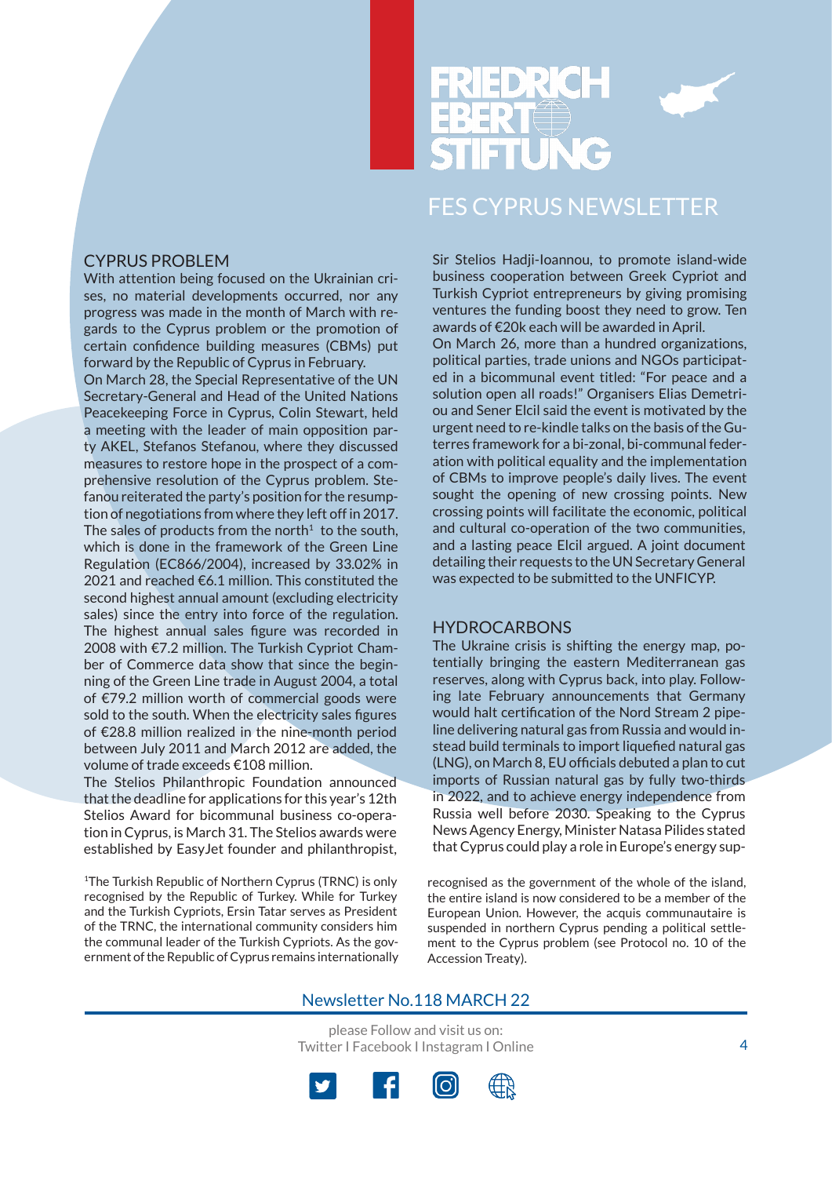## CYPRUS PROBLEM

With attention being focused on the Ukrainian crises, no material developments occurred, nor any progress was made in the month of March with regards to the Cyprus problem or the promotion of certain confidence building measures (CBMs) put forward by the Republic of Cyprus in February.

On March 28, the Special Representative of the UN Secretary-General and Head of the United Nations Peacekeeping Force in Cyprus, Colin Stewart, held a meeting with the leader of main opposition party AKEL, Stefanos Stefanou, where they discussed measures to restore hope in the prospect of a comprehensive resolution of the Cyprus problem. Stefanou reiterated the party's position for the resumption of negotiations from where they left off in 2017.

The sales of products from the north[1] to the south, which is done in the framework of the Green Line Regulation (EC866/2004), increased by 33.02% in 2021 and reached €6.1 million. This constituted the second highest annual amount (excluding electricity sales) since the entry into force of the regulation. The highest annual sales figure was recorded in 2008 with €7.2 million. The Turkish Cypriot Chamber of Commerce data show that since the beginning of the Green Line trade in August 2004, a total of €79.2 million worth of commercial goods were sold to the south. When the electricity sales figures of €28.8 million realized in the nine-month period between July 2011 and March 2012 are added, the volume of trade exceeds €108 million.

The Stelios Philanthropic Foundation announced that the deadline for applications for this year's 12th Stelios Award for bicommunal business co-operation in Cyprus, is March 31. The Stelios awards were established by EasyJet founder and philanthropist, Sir Stelios Hadji-Ioannou, to promote island-wide business cooperation between Greek Cypriot and Turkish Cypriot entrepreneurs by giving promising ventures the funding boost they need to grow. Ten awards of €20k each will be awarded in April.

On March 26, more than a hundred organizations, political parties, trade unions and NGOs participated in a bicommunal event titled: "For peace and a solution open all roads!" Organisers Elias Demetriou and Sener Elcil said the event is motivated by the urgent need to re-kindle talks on the basis of the Guterres framework for a bi-zonal, bi-communal federation with political equality and the implementation of CBMs to improve people's daily lives. The event sought the opening of new crossing points. New crossing points will facilitate the economic, political and cultural co-operation of the two communities, and a lasting peace Elcil argued. A joint document detailing their requests to the UN Secretary General was expected to be submitted to the UNFICYP.

## HYDROCARBONS

The Ukraine crisis is shifting the energy map, potentially bringing the eastern Mediterranean gas reserves, along with Cyprus back, into play. Following late February announcements that Germany would halt certification of the Nord Stream 2 pipeline delivering natural gas from Russia and would instead build terminals to import liquefied natural gas (LNG), on March 8, EU officials debuted a plan to cut imports of Russian natural gas by fully two-thirds in 2022, and to achieve energy independence from Russia well before 2030. Speaking to the Cyprus News Agency Energy, Minister Natasa Pilides stated that Cyprus could play a role in Europe's energy sup-

[1] The Turkish Republic of Northern Cyprus (TRNC) is only recognised by the Republic of Turkey. While for Turkey and the Turkish Cypriots, Ersin Tatar serves as President of the TRNC, the international community considers him the communal leader of the Turkish Cypriots. As the government of the Republic of Cyprus remains internationally recognised as the government of the whole of the island, the entire island is now considered to be a member of the European Union. However, the acquis communautaire is suspended in northern Cyprus pending a political settlement to the Cyprus problem (see Protocol no. 10 of the Accession Treaty).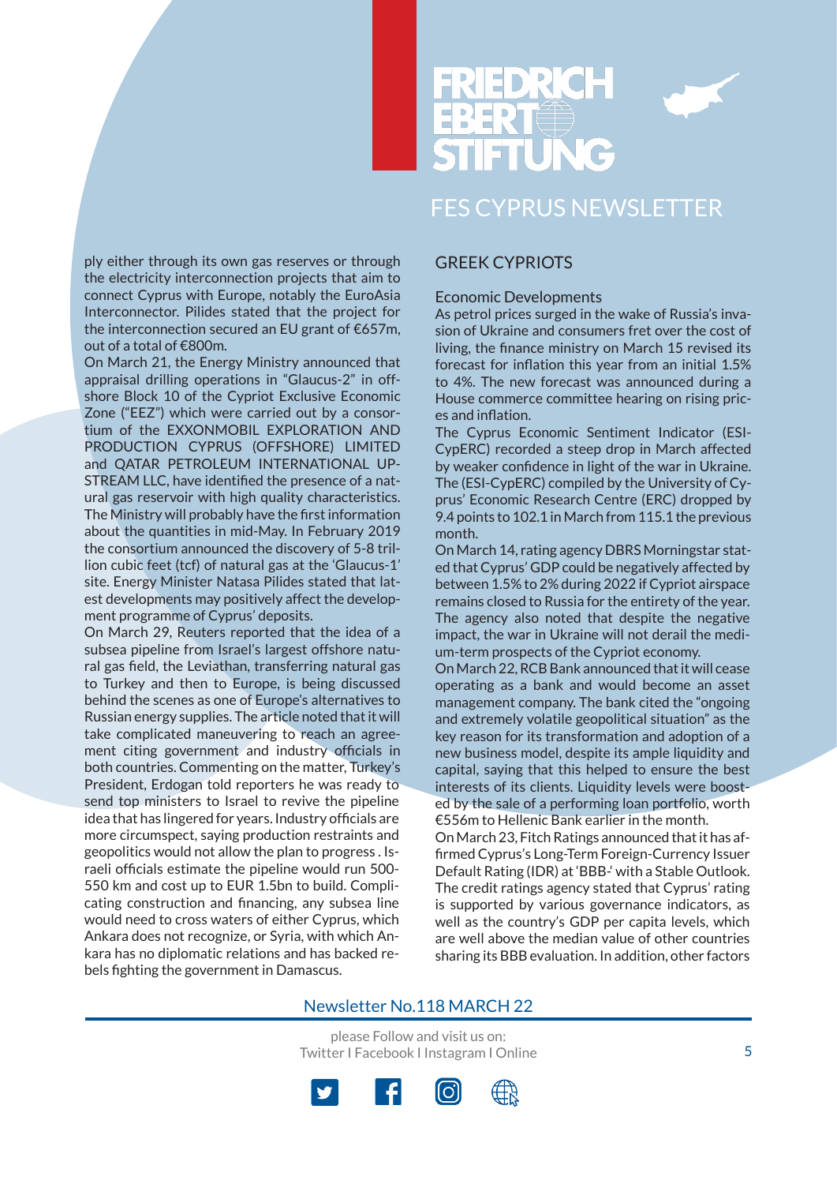ply either through its own gas reserves or through the electricity interconnection projects that aim to connect Cyprus with Europe, notably the EuroAsia Interconnector. Pilides stated that the project for the interconnection secured an EU grant of €657m, out of a total of €800m.

On March 21, the Energy Ministry announced that appraisal drilling operations in "Glaucus-2" in offshore Block 10 of the Cypriot Exclusive Economic Zone ("EEZ") which were carried out by a consortium of the EXXONMOBIL EXPLORATION AND PRODUCTION CYPRUS (OFFSHORE) LIMITED and QATAR PETROLEUM INTERNATIONAL UPSTREAM LLC, have identified the presence of a natural gas reservoir with high quality characteristics. The Ministry will probably have the first information about the quantities in mid-May. In February 2019 the consortium announced the discovery of 5-8 trillion cubic feet (tcf) of natural gas at the 'Glaucus-1' site. Energy Minister Natasa Pilides stated that latest developments may positively affect the development programme of Cyprus' deposits.

On March 29, Reuters reported that the idea of a subsea pipeline from Israel's largest offshore natural gas field, the Leviathan, transferring natural gas to Turkey and then to Europe, is being discussed behind the scenes as one of Europe's alternatives to Russian energy supplies. The article noted that it will take complicated maneuvering to reach an agreement citing government and industry officials in both countries. Commenting on the matter, Turkey's President, Erdogan told reporters he was ready to send top ministers to Israel to revive the pipeline idea that has lingered for years. Industry officials are more circumspect, saying production restraints and geopolitics would not allow the plan to progress . Israeli officials estimate the pipeline would run 500-550 km and cost up to EUR 1.5bn to build. Complicating construction and financing, any subsea line would need to cross waters of either Cyprus, which Ankara does not recognize, or Syria, with which Ankara has no diplomatic relations and has backed rebels fighting the government in Damascus.

## GREEK CYPRIOTS

### Economic Developments

As petrol prices surged in the wake of Russia's invasion of Ukraine and consumers fret over the cost of living, the finance ministry on March 15 revised its forecast for inflation this year from an initial 1.5% to 4%. The new forecast was announced during a House commerce committee hearing on rising prices and inflation.

The Cyprus Economic Sentiment Indicator (ESI-CypERC) recorded a steep drop in March affected by weaker confidence in light of the war in Ukraine. The (ESI-CypERC) compiled by the University of Cyprus' Economic Research Centre (ERC) dropped by 9.4 points to 102.1 in March from 115.1 the previous month.

On March 14, rating agency DBRS Morningstar stated that Cyprus' GDP could be negatively affected by between 1.5% to 2% during 2022 if Cypriot airspace remains closed to Russia for the entirety of the year. The agency also noted that despite the negative impact, the war in Ukraine will not derail the medium-term prospects of the Cypriot economy.

On March 22, RCB Bank announced that it will cease operating as a bank and would become an asset management company. The bank cited the "ongoing and extremely volatile geopolitical situation" as the key reason for its transformation and adoption of a new business model, despite its ample liquidity and capital, saying that this helped to ensure the best interests of its clients. Liquidity levels were boosted by the sale of a performing loan portfolio, worth €556m to Hellenic Bank earlier in the month.

On March 23, Fitch Ratings announced that it has affirmed Cyprus's Long-Term Foreign-Currency Issuer Default Rating (IDR) at 'BBB-' with a Stable Outlook. The credit ratings agency stated that Cyprus' rating is supported by various governance indicators, as well as the country's GDP per capita levels, which are well above the median value of other countries sharing its BBB evaluation. In addition, other factors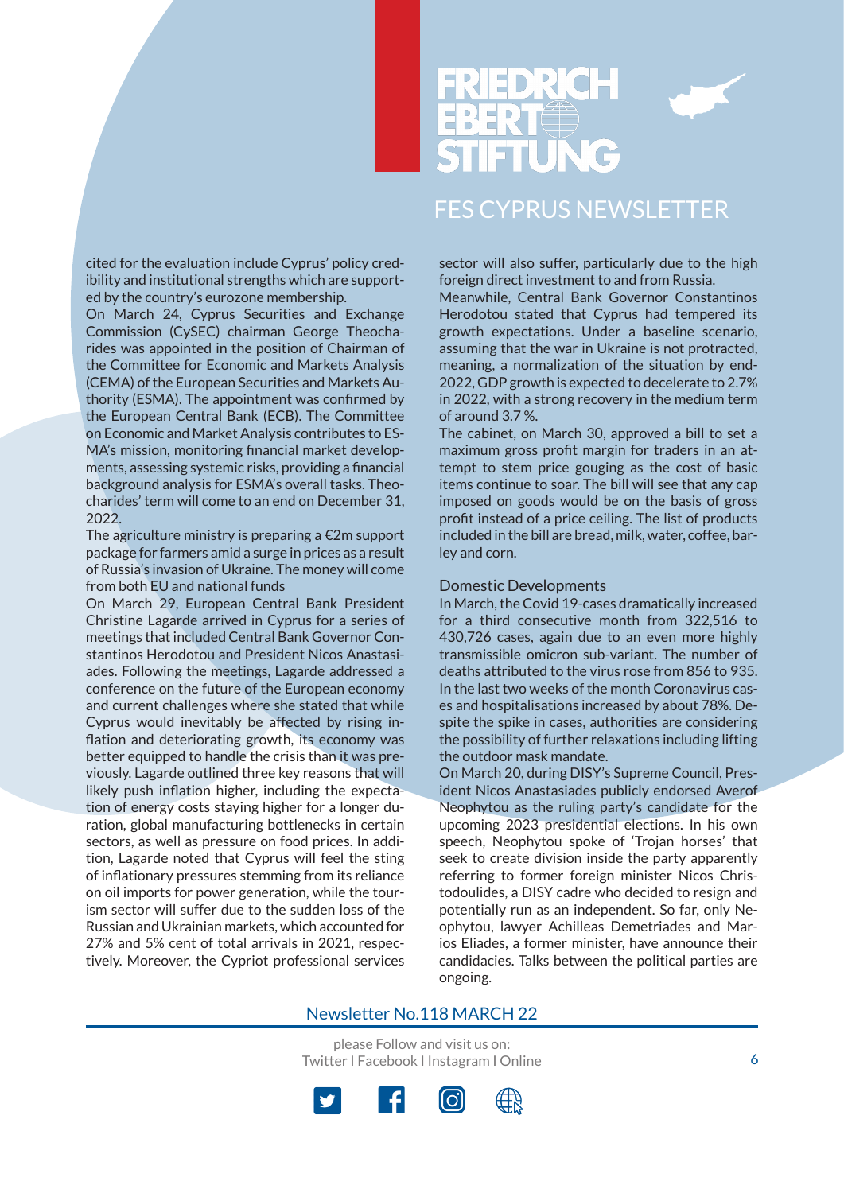cited for the evaluation include Cyprus' policy credibility and institutional strengths which are supported by the country's eurozone membership.

On March 24, Cyprus Securities and Exchange Commission (CySEC) chairman George Theocharides was appointed in the position of Chairman of the Committee for Economic and Markets Analysis (CEMA) of the European Securities and Markets Authority (ESMA). The appointment was confirmed by the European Central Bank (ECB). The Committee on Economic and Market Analysis contributes to ESMA's mission, monitoring financial market developments, assessing systemic risks, providing a financial background analysis for ESMA's overall tasks. Theocharides' term will come to an end on December 31, 2022.

The agriculture ministry is preparing a €2m support package for farmers amid a surge in prices as a result of Russia's invasion of Ukraine. The money will come from both EU and national funds

On March 29, European Central Bank President Christine Lagarde arrived in Cyprus for a series of meetings that included Central Bank Governor Constantinos Herodotou and President Nicos Anastasiades. Following the meetings, Lagarde addressed a conference on the future of the European economy and current challenges where she stated that while Cyprus would inevitably be affected by rising inflation and deteriorating growth, its economy was better equipped to handle the crisis than it was previously. Lagarde outlined three key reasons that will likely push inflation higher, including the expectation of energy costs staying higher for a longer duration, global manufacturing bottlenecks in certain sectors, as well as pressure on food prices. In addition, Lagarde noted that Cyprus will feel the sting of inflationary pressures stemming from its reliance on oil imports for power generation, while the tourism sector will suffer due to the sudden loss of the Russian and Ukrainian markets, which accounted for 27% and 5% cent of total arrivals in 2021, respectively. Moreover, the Cypriot professional services sector will also suffer, particularly due to the high foreign direct investment to and from Russia.

Meanwhile, Central Bank Governor Constantinos Herodotou stated that Cyprus had tempered its growth expectations. Under a baseline scenario, assuming that the war in Ukraine is not protracted, meaning, a normalization of the situation by end-2022, GDP growth is expected to decelerate to 2.7% in 2022, with a strong recovery in the medium term of around 3.7 %.

The cabinet, on March 30, approved a bill to set a maximum gross profit margin for traders in an attempt to stem price gouging as the cost of basic items continue to soar. The bill will see that any cap imposed on goods would be on the basis of gross profit instead of a price ceiling. The list of products included in the bill are bread, milk, water, coffee, barley and corn.

## Domestic Developments

In March, the Covid 19-cases dramatically increased for a third consecutive month from 322,516 to 430,726 cases, again due to an even more highly transmissible omicron sub-variant. The number of deaths attributed to the virus rose from 856 to 935. In the last two weeks of the month Coronavirus cases and hospitalisations increased by about 78%. Despite the spike in cases, authorities are considering the possibility of further relaxations including lifting the outdoor mask mandate.

On March 20, during DISY's Supreme Council, President Nicos Anastasiades publicly endorsed Averof Neophytou as the ruling party's candidate for the upcoming 2023 presidential elections. In his own speech, Neophytou spoke of 'Trojan horses' that seek to create division inside the party apparently referring to former foreign minister Nicos Christodoulides, a DISY cadre who decided to resign and potentially run as an independent. So far, only Neophytou, lawyer Achilleas Demetriades and Marios Eliades, a former minister, have announce their candidacies. Talks between the political parties are ongoing.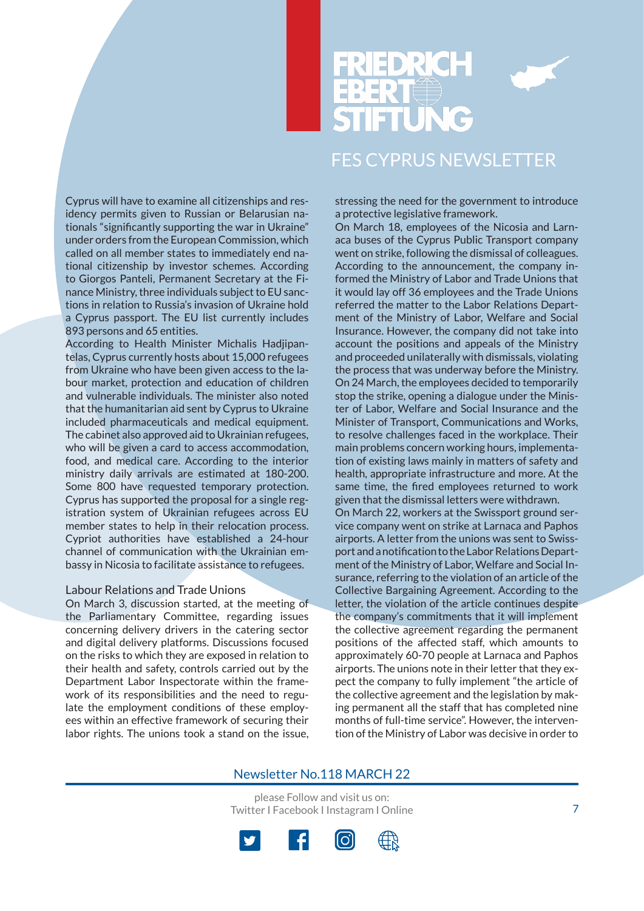Cyprus will have to examine all citizenships and residency permits given to Russian or Belarusian nationals "significantly supporting the war in Ukraine" under orders from the European Commission, which called on all member states to immediately end national citizenship by investor schemes. According to Giorgos Panteli, Permanent Secretary at the Finance Ministry, three individuals subject to EU sanctions in relation to Russia's invasion of Ukraine hold a Cyprus passport. The EU list currently includes 893 persons and 65 entities.

According to Health Minister Michalis Hadjipantelas, Cyprus currently hosts about 15,000 refugees from Ukraine who have been given access to the labour market, protection and education of children and vulnerable individuals. The minister also noted that the humanitarian aid sent by Cyprus to Ukraine included pharmaceuticals and medical equipment. The cabinet also approved aid to Ukrainian refugees, who will be given a card to access accommodation, food, and medical care. According to the interior ministry daily arrivals are estimated at 180-200. Some 800 have requested temporary protection. Cyprus has supported the proposal for a single registration system of Ukrainian refugees across EU member states to help in their relocation process. Cypriot authorities have established a 24-hour channel of communication with the Ukrainian embassy in Nicosia to facilitate assistance to refugees.

## Labour Relations and Trade Unions

On March 3, discussion started, at the meeting of the Parliamentary Committee, regarding issues concerning delivery drivers in the catering sector and digital delivery platforms. Discussions focused on the risks to which they are exposed in relation to their health and safety, controls carried out by the Department Labor Inspectorate within the framework of its responsibilities and the need to regulate the employment conditions of these employees within an effective framework of securing their labor rights. The unions took a stand on the issue, stressing the need for the government to introduce a protective legislative framework.

On March 18, employees of the Nicosia and Larnaca buses of the Cyprus Public Transport company went on strike, following the dismissal of colleagues. According to the announcement, the company informed the Ministry of Labor and Trade Unions that it would lay off 36 employees and the Trade Unions referred the matter to the Labor Relations Department of the Ministry of Labor, Welfare and Social Insurance. However, the company did not take into account the positions and appeals of the Ministry and proceeded unilaterally with dismissals, violating the process that was underway before the Ministry. On 24 March, the employees decided to temporarily stop the strike, opening a dialogue under the Minister of Labor, Welfare and Social Insurance and the Minister of Transport, Communications and Works, to resolve challenges faced in the workplace. Their main problems concern working hours, implementation of existing laws mainly in matters of safety and health, appropriate infrastructure and more. At the same time, the fired employees returned to work given that the dismissal letters were withdrawn.

On March 22, workers at the Swissport ground service company went on strike at Larnaca and Paphos airports. A letter from the unions was sent to Swissport and a notification to the Labor Relations Department of the Ministry of Labor, Welfare and Social Insurance, referring to the violation of an article of the Collective Bargaining Agreement. According to the letter, the violation of the article continues despite the company's commitments that it will implement the collective agreement regarding the permanent positions of the affected staff, which amounts to approximately 60-70 people at Larnaca and Paphos airports. The unions note in their letter that they expect the company to fully implement "the article of the collective agreement and the legislation by making permanent all the staff that has completed nine months of full-time service". However, the intervention of the Ministry of Labor was decisive in order to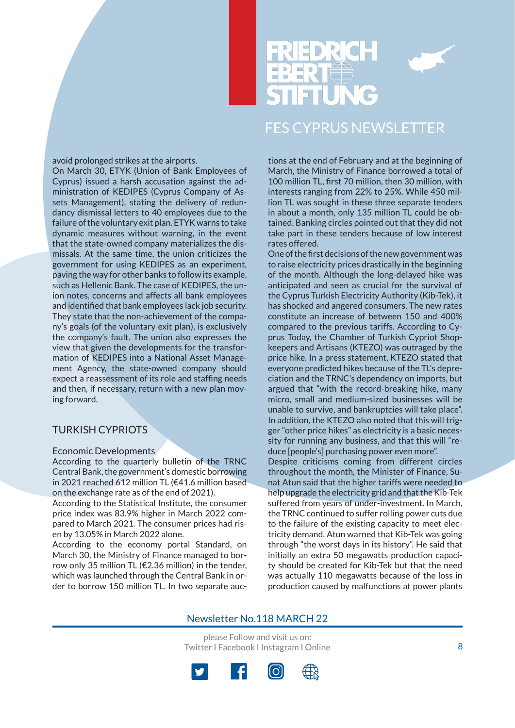avoid prolonged strikes at the airports.

On March 30, ETYK (Union of Bank Employees of Cyprus) issued a harsh accusation against the administration of KEDIPES (Cyprus Company of Assets Management), stating the delivery of redundancy dismissal letters to 40 employees due to the failure of the voluntary exit plan. ETYK warns to take dynamic measures without warning, in the event that the state-owned company materializes the dismissals. At the same time, the union criticizes the government for using KEDIPES as an experiment, paving the way for other banks to follow its example, such as Hellenic Bank. The case of KEDIPES, the union notes, concerns and affects all bank employees and identified that bank employees lack job security. They state that the non-achievement of the company's goals (of the voluntary exit plan), is exclusively the company's fault. The union also expresses the view that given the developments for the transformation of KEDIPES into a National Asset Management Agency, the state-owned company should expect a reassessment of its role and staffing needs and then, if necessary, return with a new plan moving forward.

## TURKISH CYPRIOTS

### Economic Developments

According to the quarterly bulletin of the TRNC Central Bank, the government's domestic borrowing in 2021 reached 612 million TL (€41.6 million based on the exchange rate as of the end of 2021).

According to the Statistical Institute, the consumer price index was 83.9% higher in March 2022 compared to March 2021. The consumer prices had risen by 13.05% in March 2022 alone.

According to the economy portal Standard, on March 30, the Ministry of Finance managed to borrow only 35 million TL (€2.36 million) in the tender, which was launched through the Central Bank in order to borrow 150 million TL. In two separate auctions at the end of February and at the beginning of March, the Ministry of Finance borrowed a total of 100 million TL, first 70 million, then 30 million, with interests ranging from 22% to 25%. While 450 million TL was sought in these three separate tenders in about a month, only 135 million TL could be obtained. Banking circles pointed out that they did not take part in these tenders because of low interest rates offered.

One of the first decisions of the new government was to raise electricity prices drastically in the beginning of the month. Although the long-delayed hike was anticipated and seen as crucial for the survival of the Cyprus Turkish Electricity Authority (Kib-Tek), it has shocked and angered consumers. The new rates constitute an increase of between 150 and 400% compared to the previous tariffs. According to Cyprus Today, the Chamber of Turkish Cypriot Shopkeepers and Artisans (KTEZO) was outraged by the price hike. In a press statement, KTEZO stated that everyone predicted hikes because of the TL's depreciation and the TRNC's dependency on imports, but argued that "with the record-breaking hike, many micro, small and medium-sized businesses will be unable to survive, and bankruptcies will take place". In addition, the KTEZO also noted that this will trigger "other price hikes" as electricity is a basic necessity for running any business, and that this will "reduce [people's] purchasing power even more".

Despite criticisms coming from different circles throughout the month, the Minister of Finance, Sunat Atun said that the higher tariffs were needed to help upgrade the electricity grid and that the Kib-Tek suffered from years of under-investment. In March, the TRNC continued to suffer rolling power cuts due to the failure of the existing capacity to meet electricity demand. Atun warned that Kib-Tek was going through "the worst days in its history". He said that initially an extra 50 megawatts production capacity should be created for Kib-Tek but that the need was actually 110 megawatts because of the loss in production caused by malfunctions at power plants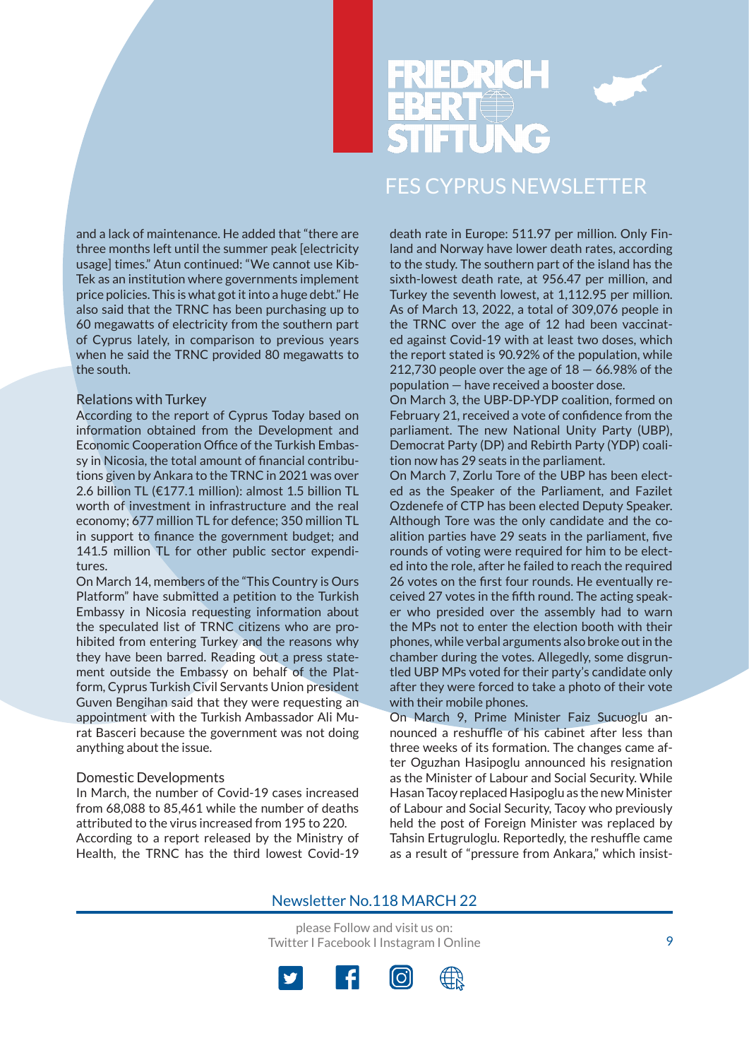and a lack of maintenance. He added that "there are three months left until the summer peak [electricity usage] times." Atun continued: "We cannot use Kib-Tek as an institution where governments implement price policies. This is what got it into a huge debt." He also said that the TRNC has been purchasing up to 60 megawatts of electricity from the southern part of Cyprus lately, in comparison to previous years when he said the TRNC provided 80 megawatts to the south.

## Relations with Turkey

According to the report of Cyprus Today based on information obtained from the Development and Economic Cooperation Office of the Turkish Embassy in Nicosia, the total amount of financial contributions given by Ankara to the TRNC in 2021 was over 2.6 billion TL (€177.1 million): almost 1.5 billion TL worth of investment in infrastructure and the real economy; 677 million TL for defence; 350 million TL in support to finance the government budget; and 141.5 million TL for other public sector expenditures.

On March 14, members of the "This Country is Ours Platform" have submitted a petition to the Turkish Embassy in Nicosia requesting information about the speculated list of TRNC citizens who are prohibited from entering Turkey and the reasons why they have been barred. Reading out a press statement outside the Embassy on behalf of the Platform, Cyprus Turkish Civil Servants Union president Guven Bengihan said that they were requesting an appointment with the Turkish Ambassador Ali Murat Basceri because the government was not doing anything about the issue.

## Domestic Developments

In March, the number of Covid-19 cases increased from 68,088 to 85,461 while the number of deaths attributed to the virus increased from 195 to 220.

According to a report released by the Ministry of Health, the TRNC has the third lowest Covid-19 death rate in Europe: 511.97 per million. Only Finland and Norway have lower death rates, according to the study. The southern part of the island has the sixth-lowest death rate, at 956.47 per million, and Turkey the seventh lowest, at 1,112.95 per million. As of March 13, 2022, a total of 309,076 people in the TRNC over the age of 12 had been vaccinated against Covid-19 with at least two doses, which the report stated is 90.92% of the population, while 212,730 people over the age of 18 — 66.98% of the population — have received a booster dose.

On March 3, the UBP-DP-YDP coalition, formed on February 21, received a vote of confidence from the parliament. The new National Unity Party (UBP), Democrat Party (DP) and Rebirth Party (YDP) coalition now has 29 seats in the parliament.

On March 7, Zorlu Tore of the UBP has been elected as the Speaker of the Parliament, and Fazilet Ozdenefe of CTP has been elected Deputy Speaker. Although Tore was the only candidate and the coalition parties have 29 seats in the parliament, five rounds of voting were required for him to be elected into the role, after he failed to reach the required 26 votes on the first four rounds. He eventually received 27 votes in the fifth round. The acting speaker who presided over the assembly had to warn the MPs not to enter the election booth with their phones, while verbal arguments also broke out in the chamber during the votes. Allegedly, some disgruntled UBP MPs voted for their party's candidate only after they were forced to take a photo of their vote with their mobile phones.

On March 9, Prime Minister Faiz Sucuoglu announced a reshuffle of his cabinet after less than three weeks of its formation. The changes came after Oguzhan Hasipoglu announced his resignation as the Minister of Labour and Social Security. While Hasan Tacoy replaced Hasipoglu as the new Minister of Labour and Social Security, Tacoy who previously held the post of Foreign Minister was replaced by Tahsin Ertugruloglu. Reportedly, the reshuffle came as a result of "pressure from Ankara," which insist-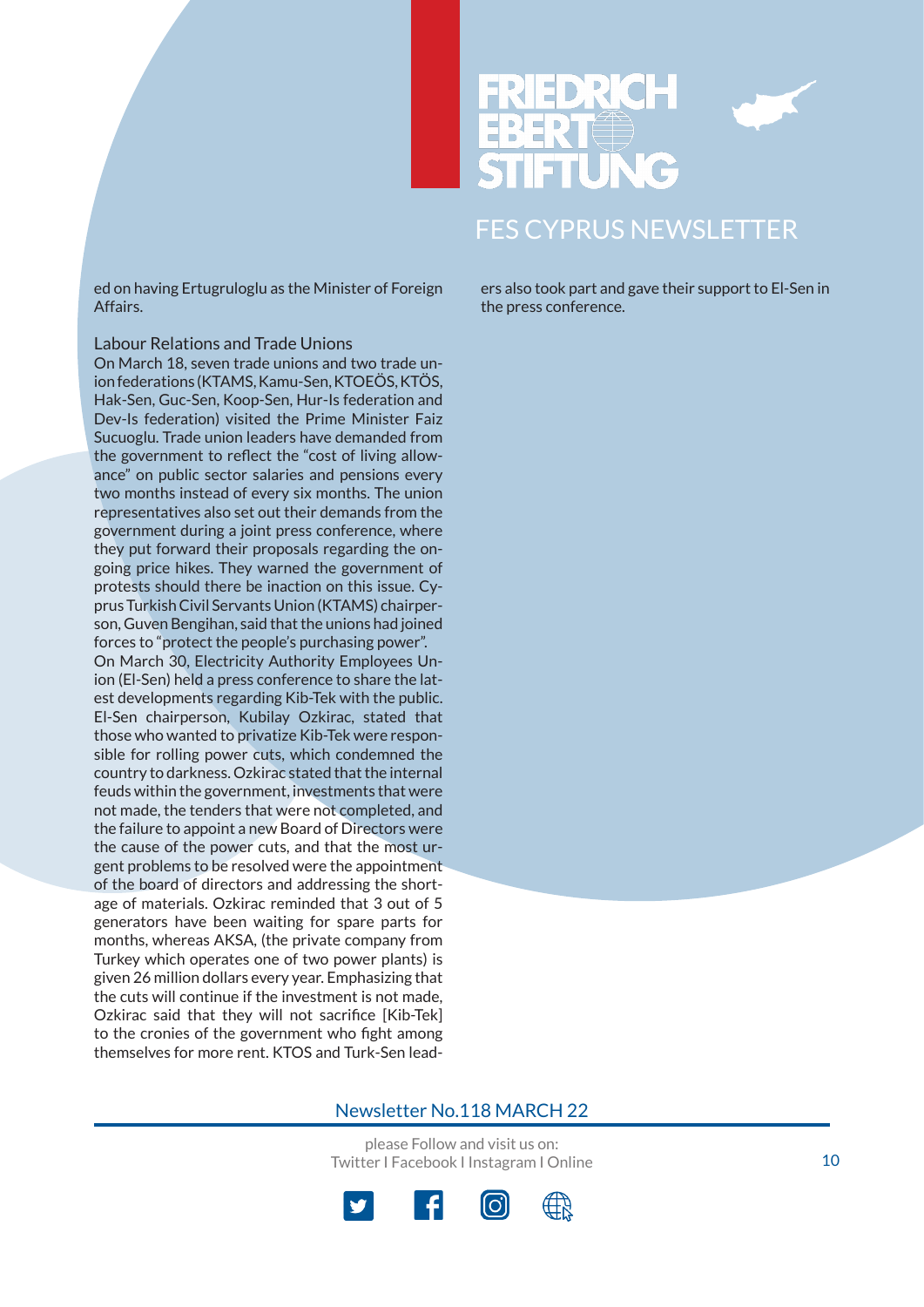ed on having Ertugruloglu as the Minister of Foreign Affairs.

## Labour Relations and Trade Unions

On March 18, seven trade unions and two trade union federations (KTAMS, Kamu-Sen, KTOEÖS, KTÖS, Hak-Sen, Guc-Sen, Koop-Sen, Hur-Is federation and Dev-Is federation) visited the Prime Minister Faiz Sucuoglu. Trade union leaders have demanded from the government to reflect the "cost of living allowance" on public sector salaries and pensions every two months instead of every six months. The union representatives also set out their demands from the government during a joint press conference, where they put forward their proposals regarding the ongoing price hikes. They warned the government of protests should there be inaction on this issue. Cyprus Turkish Civil Servants Union (KTAMS) chairperson, Guven Bengihan, said that the unions had joined forces to "protect the people's purchasing power".

On March 30, Electricity Authority Employees Union (El-Sen) held a press conference to share the latest developments regarding Kib-Tek with the public. El-Sen chairperson, Kubilay Ozkirac, stated that those who wanted to privatize Kib-Tek were responsible for rolling power cuts, which condemned the country to darkness. Ozkirac stated that the internal feuds within the government, investments that were not made, the tenders that were not completed, and the failure to appoint a new Board of Directors were the cause of the power cuts, and that the most urgent problems to be resolved were the appointment of the board of directors and addressing the shortage of materials. Ozkirac reminded that 3 out of 5 generators have been waiting for spare parts for months, whereas AKSA, (the private company from Turkey which operates one of two power plants) is given 26 million dollars every year. Emphasizing that the cuts will continue if the investment is not made, Ozkirac said that they will not sacrifice [Kib-Tek] to the cronies of the government who fight among themselves for more rent. KTOS and Turk-Sen leaders also took part and gave their support to El-Sen in the press conference.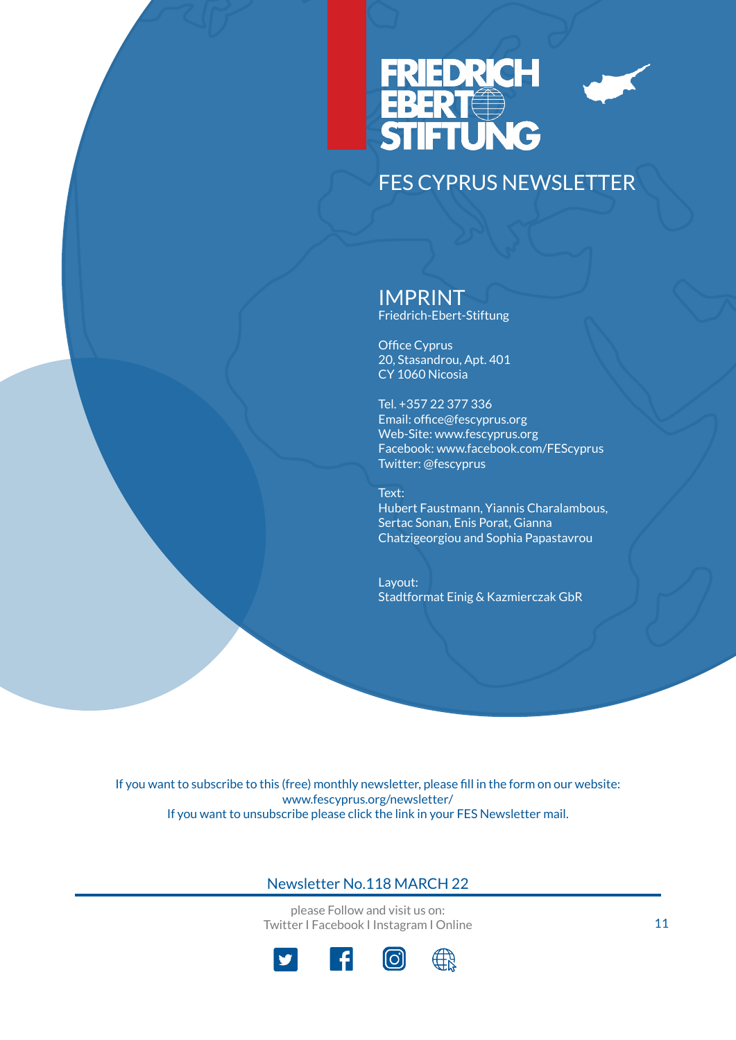FRIEDRICH EBERT STIFTUNG

# FES CYPRUS NEWSLETTER

## IMPRINT

Friedrich-Ebert-Stiftung

Office Cyprus
20, Stasandrou, Apt. 401
CY 1060 Nicosia

Tel. +357 22 377 336
Email: office@fescyprus.org
Web-Site: www.fescyprus.org
Facebook: www.facebook.com/FEScyprus
Twitter: @fescyprus

Text:
Hubert Faustmann, Yiannis Charalambous, Sertac Sonan, Enis Porat, Gianna Chatzigeorgiou and Sophia Papastavrou

Layout:
Stadtformat Einig & Kazmierczak GbR

If you want to subscribe to this (free) monthly newsletter, please fill in the form on our website:
www.fescyprus.org/newsletter/
If you want to unsubscribe please click the link in your FES Newsletter mail.

Newsletter No.118 MARCH 22

please Follow and visit us on:
Twitter I Facebook I Instagram I Online